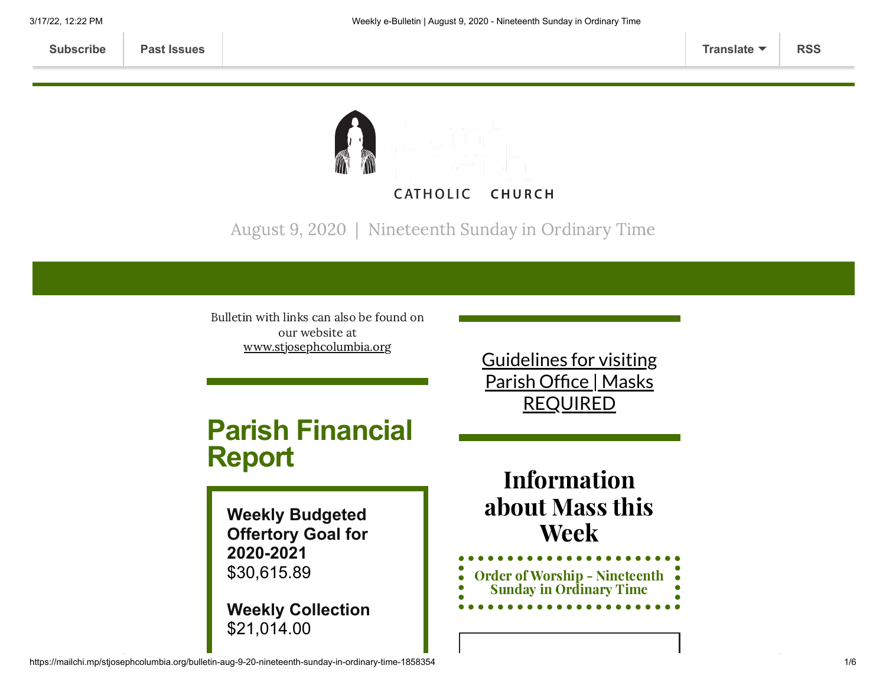Subscribe | Past Issues | Translate | RSS

CATHOLIC CHURCH

August 9, 2020 | Nineteenth Sunday in Ordinary Time

Bulletin with links can also be found on our website at www.stjosephcolumbia.org

## Parish Financial Report

**Weekly Budgeted Offertory Goal for 2020-2021**
$30,615.89

**Weekly Collection**
$21,014.00

Guidelines for visiting Parish Office | Masks REQUIRED

## Information about Mass this Week

Order of Worship - Nineteenth Sunday in Ordinary Time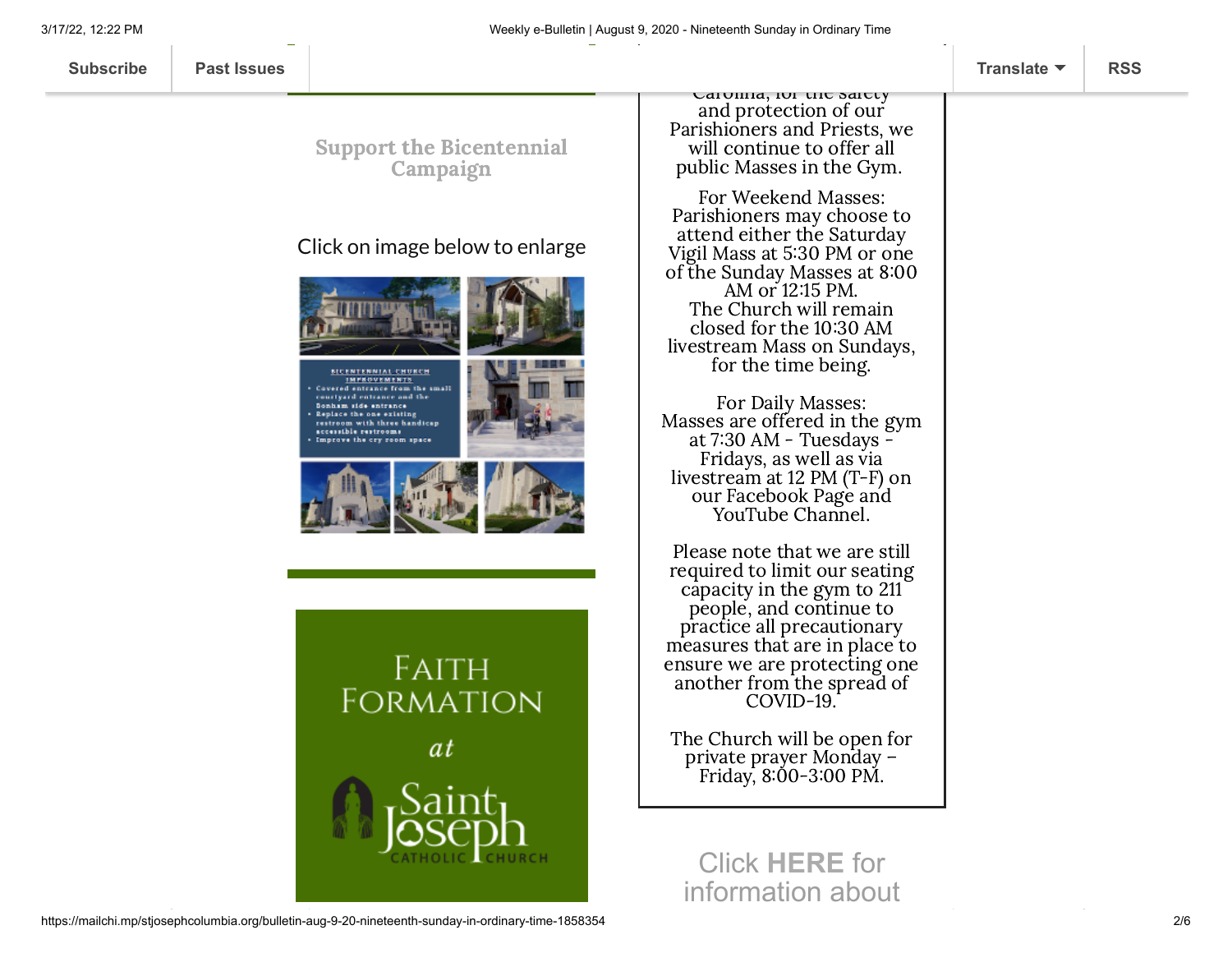Subscribe | Past Issues | Translate | RSS

## Support the Bicentennial Campaign

Click on image below to enlarge

BICENTENNIAL CHURCH IMPROVEMENTS

- Covered entrance from the small courtyard entrance and the Bonham side entrance
- Replace the one existing restroom with three handicap accessible restrooms
- Improve the cry room space

FAITH FORMATION at Saint Joseph CATHOLIC CHURCH

Carolina, for the safety and protection of our Parishioners and Priests, we will continue to offer all public Masses in the Gym.

For Weekend Masses: Parishioners may choose to attend either the Saturday Vigil Mass at 5:30 PM or one of the Sunday Masses at 8:00 AM or 12:15 PM. The Church will remain closed for the 10:30 AM livestream Mass on Sundays, for the time being.

For Daily Masses: Masses are offered in the gym at 7:30 AM - Tuesdays - Fridays, as well as via livestream at 12 PM (T-F) on our Facebook Page and YouTube Channel.

Please note that we are still required to limit our seating capacity in the gym to 211 people, and continue to practice all precautionary measures that are in place to ensure we are protecting one another from the spread of COVID-19.

The Church will be open for private prayer Monday – Friday, 8:00-3:00 PM.

Click **HERE** for information about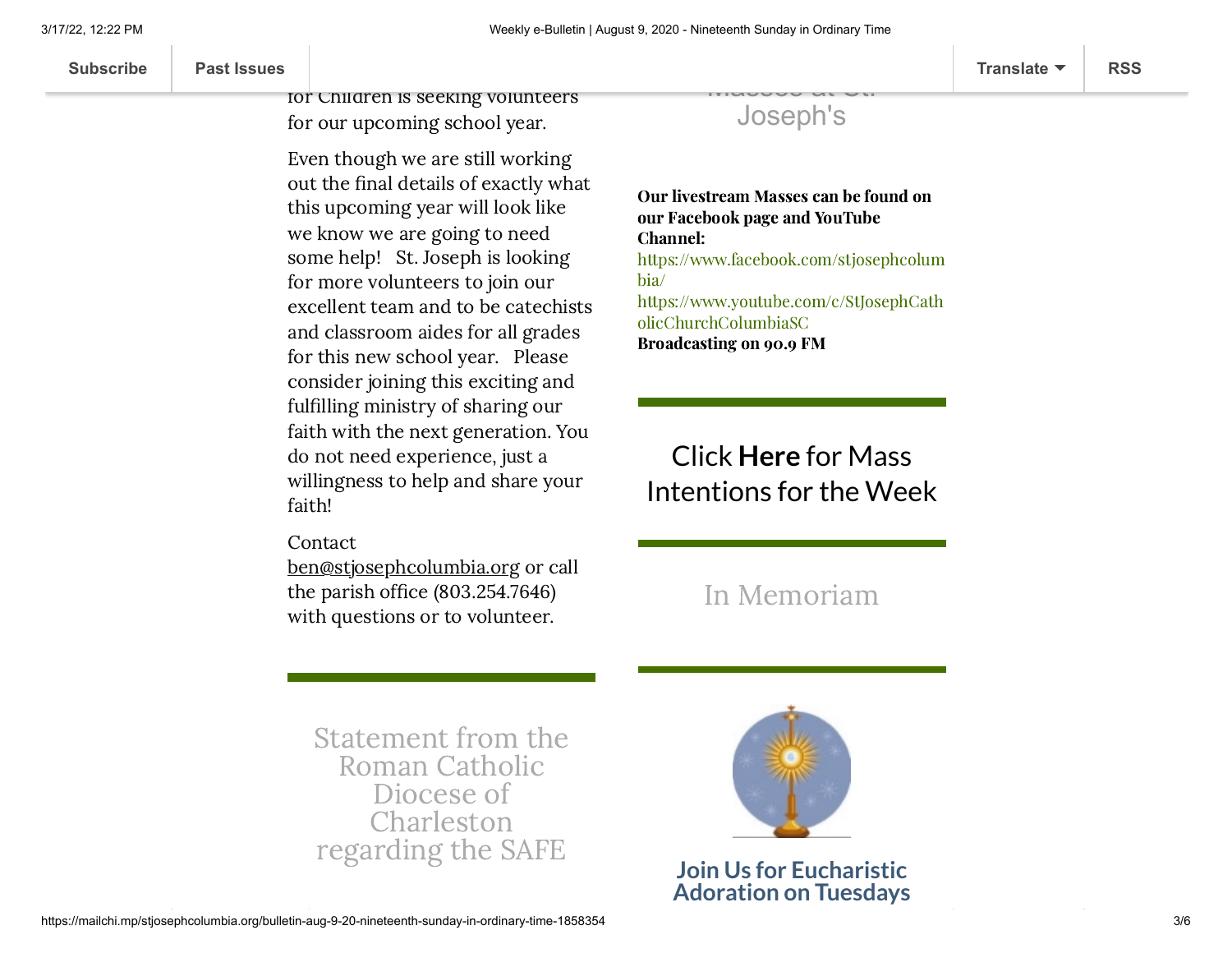for Children is seeking volunteers for our upcoming school year.

Even though we are still working out the final details of exactly what this upcoming year will look like we know we are going to need some help! St. Joseph is looking for more volunteers to join our excellent team and to be catechists and classroom aides for all grades for this new school year. Please consider joining this exciting and fulfilling ministry of sharing our faith with the next generation. You do not need experience, just a willingness to help and share your faith!

Contact ben@stjosephcolumbia.org or call the parish office (803.254.7646) with questions or to volunteer.

## Statement from the Roman Catholic Diocese of Charleston regarding the SAFE

## Masses at St. Joseph's

**Our livestream Masses can be found on our Facebook page and YouTube Channel:**
https://www.facebook.com/stjosephcolumbia/
https://www.youtube.com/c/StJosephCatholicChurchColumbiaSC
**Broadcasting on 90.9 FM**

## Click **Here** for Mass Intentions for the Week

## In Memoriam

## Join Us for Eucharistic Adoration on Tuesdays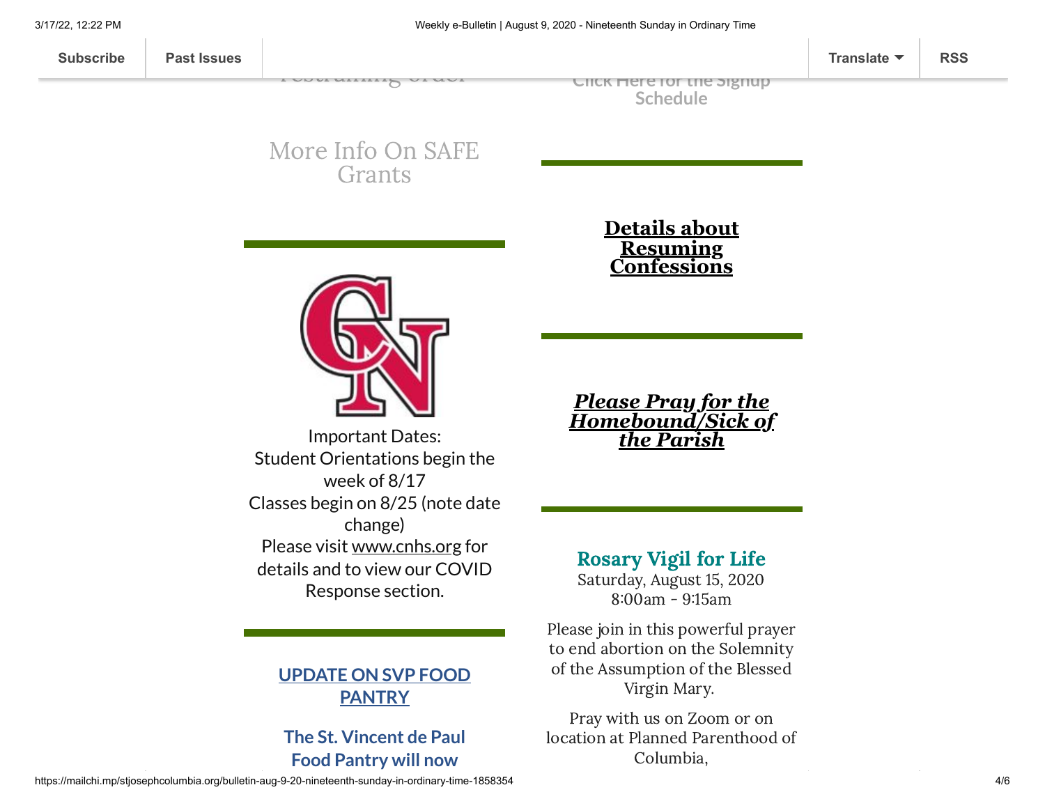More Info On SAFE Grants

Important Dates:
Student Orientations begin the week of 8/17
Classes begin on 8/25 (note date change)
Please visit www.cnhs.org for details and to view our COVID Response section.

**UPDATE ON SVP FOOD PANTRY**

**The St. Vincent de Paul Food Pantry will now**

Click Here for the Signup Schedule

**Details about Resuming Confessions**

***Please Pray for the Homebound/Sick of the Parish***

## Rosary Vigil for Life

Saturday, August 15, 2020
8:00am - 9:15am

Please join in this powerful prayer to end abortion on the Solemnity of the Assumption of the Blessed Virgin Mary.

Pray with us on Zoom or on location at Planned Parenthood of Columbia,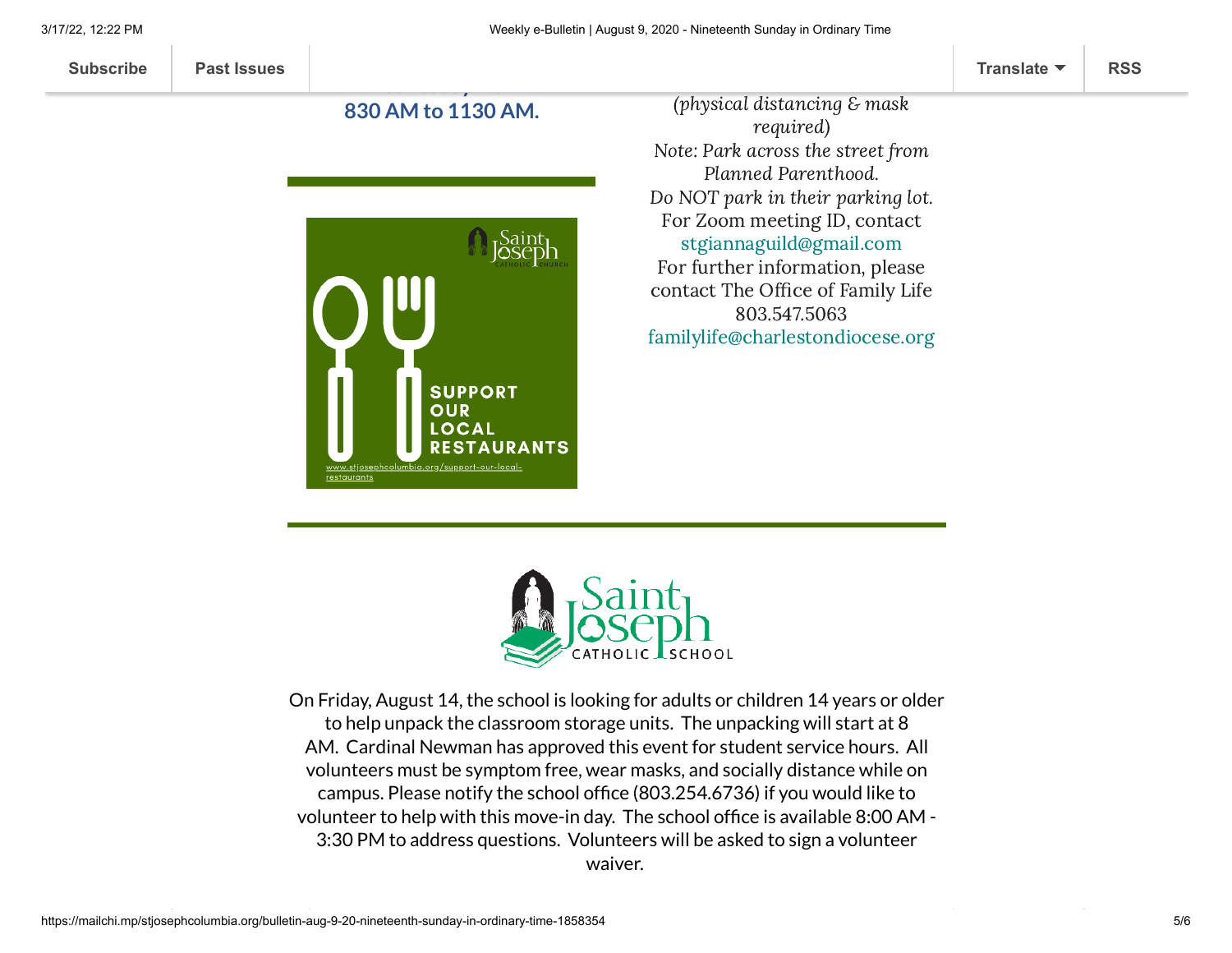**830 AM to 1130 AM.**

SUPPORT OUR LOCAL RESTAURANTS

www.stjosephcolumbia.org/support-our-local-restaurants

*(physical distancing & mask required)*
*Note: Park across the street from Planned Parenthood.*
*Do NOT park in their parking lot.*
For Zoom meeting ID, contact
stgiannaguild@gmail.com
For further information, please contact The Office of Family Life
803.547.5063
familylife@charlestondiocese.org

On Friday, August 14, the school is looking for adults or children 14 years or older to help unpack the classroom storage units. The unpacking will start at 8 AM. Cardinal Newman has approved this event for student service hours. All volunteers must be symptom free, wear masks, and socially distance while on campus. Please notify the school office (803.254.6736) if you would like to volunteer to help with this move-in day. The school office is available 8:00 AM - 3:30 PM to address questions. Volunteers will be asked to sign a volunteer waiver.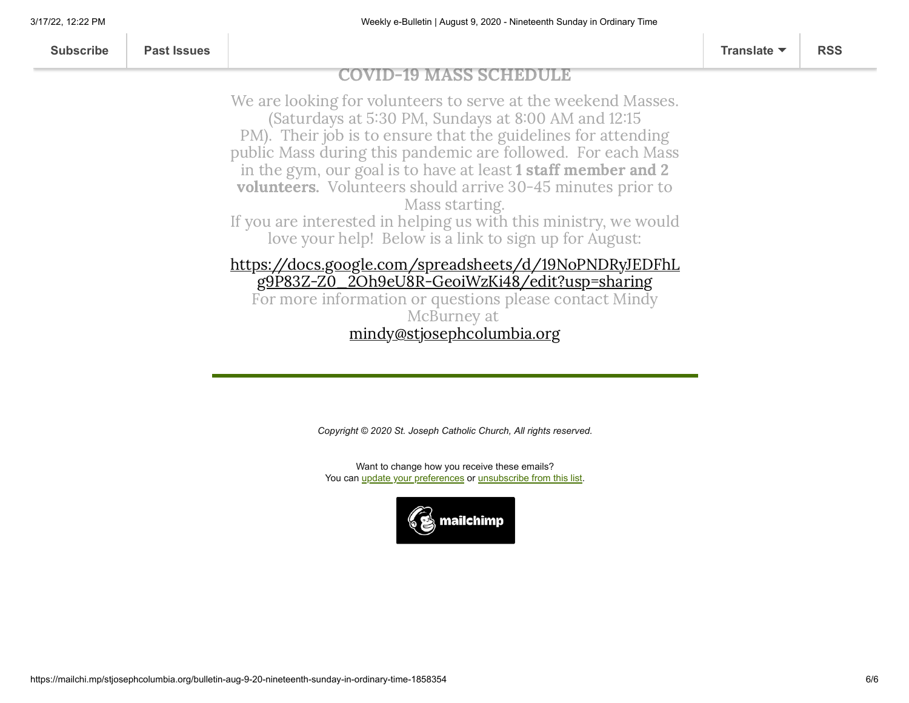## COVID-19 MASS SCHEDULE

We are looking for volunteers to serve at the weekend Masses. (Saturdays at 5:30 PM, Sundays at 8:00 AM and 12:15 PM). Their job is to ensure that the guidelines for attending public Mass during this pandemic are followed. For each Mass in the gym, our goal is to have at least **1 staff member and 2 volunteers.** Volunteers should arrive 30-45 minutes prior to Mass starting.

If you are interested in helping us with this ministry, we would love your help! Below is a link to sign up for August:

https://docs.google.com/spreadsheets/d/19NoPNDRyJEDFhLg9P83Z-Z0_2Oh9eU8R-GeoiWzKi48/edit?usp=sharing

For more information or questions please contact Mindy McBurney at

mindy@stjosephcolumbia.org

---

*Copyright © 2020 St. Joseph Catholic Church, All rights reserved.*

Want to change how you receive these emails?
You can update your preferences or unsubscribe from this list.